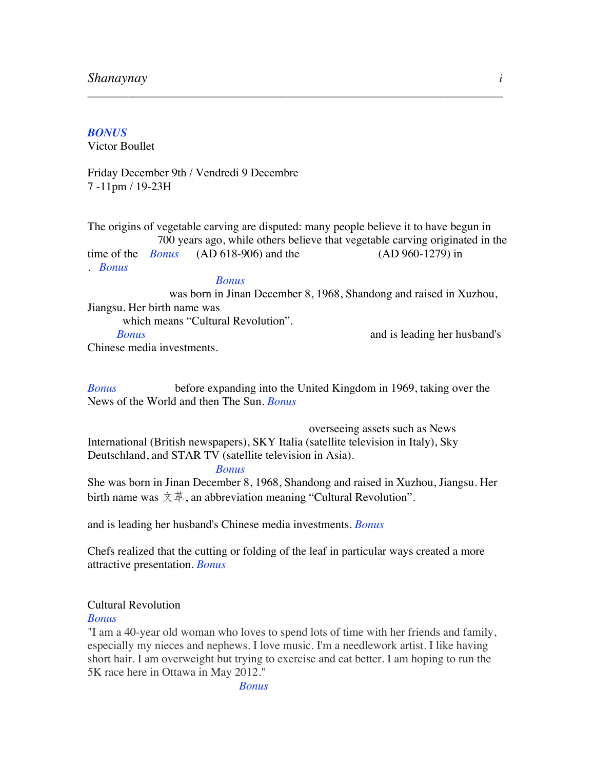***BONUS***
Victor Boullet

Friday December 9th / Vendredi 9 Decembre
7 -11pm / 19-23H

The origins of vegetable carving are disputed: many people believe it to have begun in 700 years ago, while others believe that vegetable carving originated in the time of the *Bonus* (AD 618-906) and the (AD 960-1279) in . *Bonus*

*Bonus*
was born in Jinan December 8, 1968, Shandong and raised in Xuzhou, Jiangsu. Her birth name was which means "Cultural Revolution".
*Bonus* and is leading her husband's Chinese media investments.

*Bonus* before expanding into the United Kingdom in 1969, taking over the News of the World and then The Sun. *Bonus*

overseeing assets such as News International (British newspapers), SKY Italia (satellite television in Italy), Sky Deutschland, and STAR TV (satellite television in Asia).
*Bonus*
She was born in Jinan December 8, 1968, Shandong and raised in Xuzhou, Jiangsu. Her birth name was 文革, an abbreviation meaning "Cultural Revolution".

and is leading her husband's Chinese media investments. *Bonus*

Chefs realized that the cutting or folding of the leaf in particular ways created a more attractive presentation. *Bonus*

Cultural Revolution
*Bonus*
"I am a 40-year old woman who loves to spend lots of time with her friends and family, especially my nieces and nephews. I love music. I'm a needlework artist. I like having short hair. I am overweight but trying to exercise and eat better. I am hoping to run the 5K race here in Ottawa in May 2012."
*Bonus*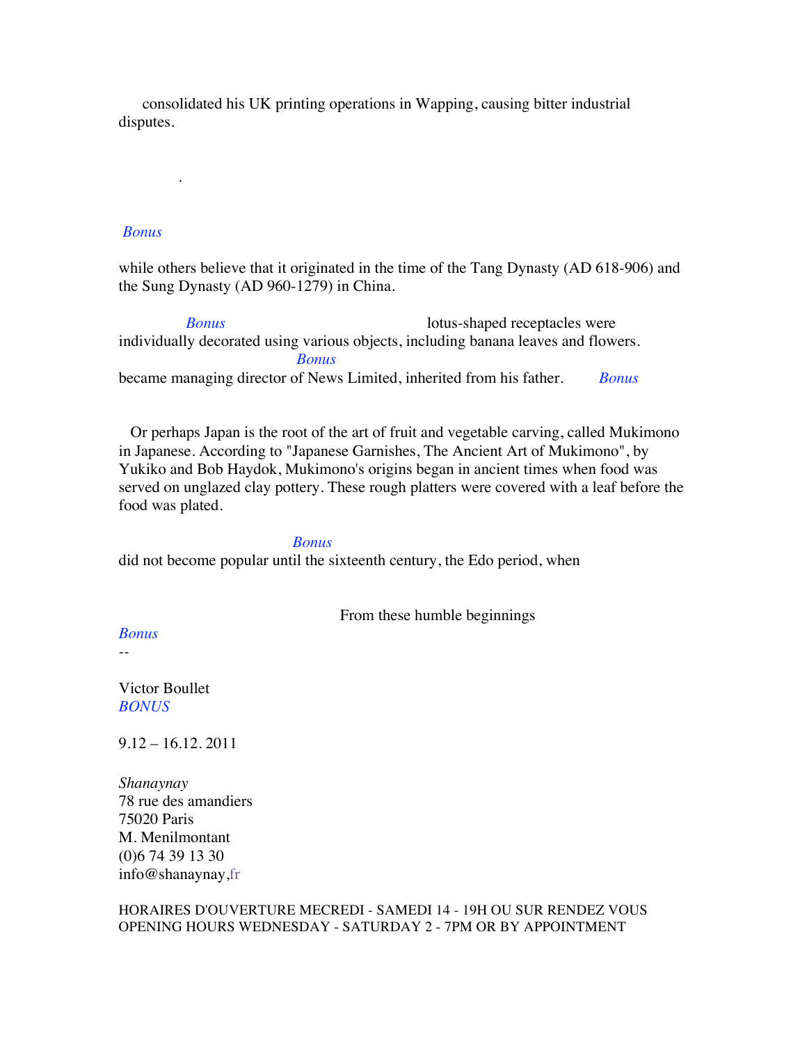consolidated his UK printing operations in Wapping, causing bitter industrial disputes.

.

*Bonus*

while others believe that it originated in the time of the Tang Dynasty (AD 618-906) and the Sung Dynasty (AD 960-1279) in China.

*Bonus* lotus-shaped receptacles were individually decorated using various objects, including banana leaves and flowers.

*Bonus*

became managing director of News Limited, inherited from his father. *Bonus*

Or perhaps Japan is the root of the art of fruit and vegetable carving, called Mukimono in Japanese. According to "Japanese Garnishes, The Ancient Art of Mukimono", by Yukiko and Bob Haydok, Mukimono's origins began in ancient times when food was served on unglazed clay pottery. These rough platters were covered with a leaf before the food was plated.

*Bonus*

did not become popular until the sixteenth century, the Edo period, when

From these humble beginnings

*Bonus*

--

Victor Boullet

*BONUS*

9.12 – 16.12. 2011

*Shanaynay*
78 rue des amandiers
75020 Paris
M. Menilmontant
(0)6 74 39 13 30
info@shanaynay,fr

HORAIRES D'OUVERTURE MECREDI - SAMEDI 14 - 19H OU SUR RENDEZ VOUS
OPENING HOURS WEDNESDAY - SATURDAY 2 - 7PM OR BY APPOINTMENT